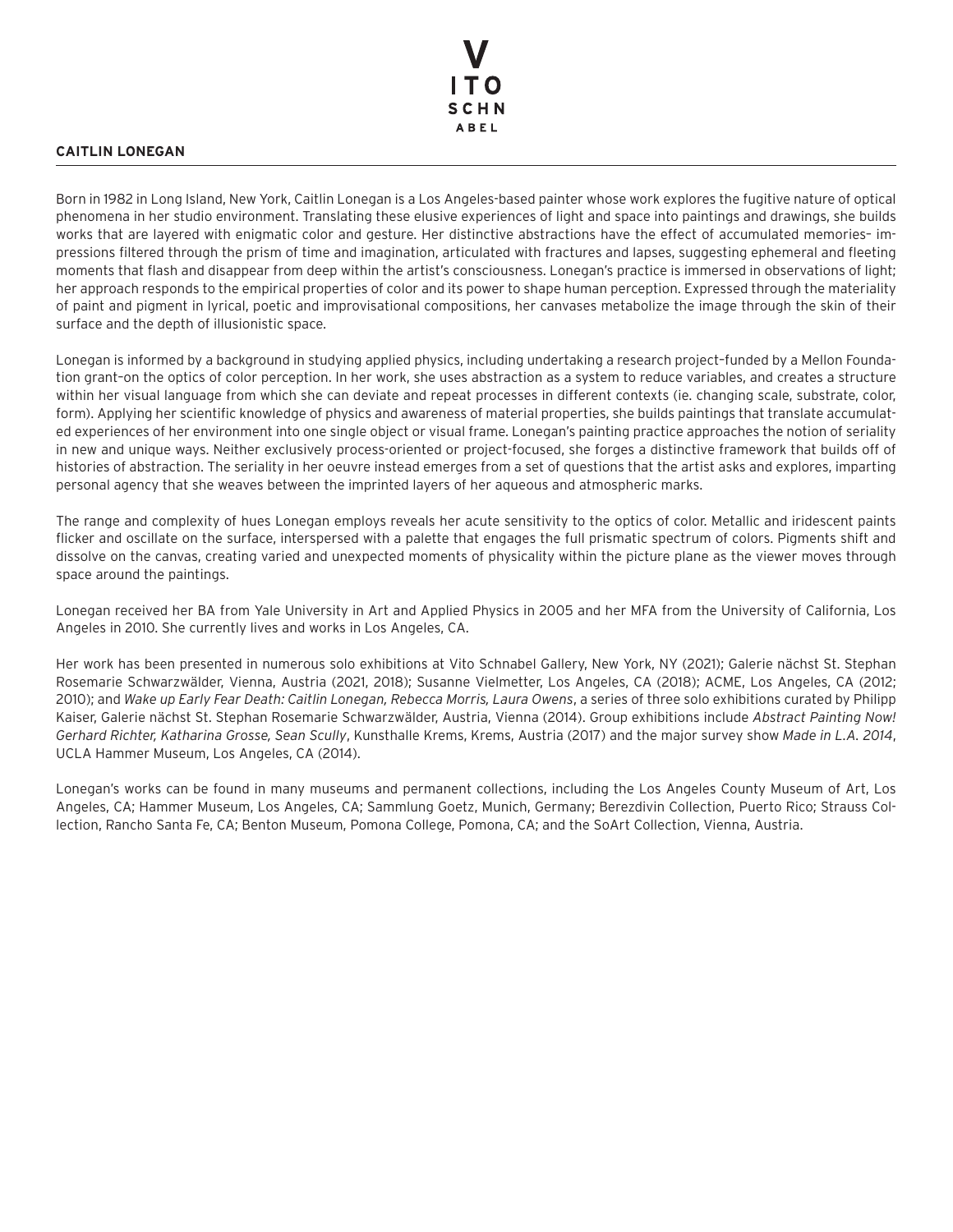**CAITLIN LONEGAN**

Born in 1982 in Long Island, New York, Caitlin Lonegan is a Los Angeles-based painter whose work explores the fugitive nature of optical phenomena in her studio environment. Translating these elusive experiences of light and space into paintings and drawings, she builds works that are layered with enigmatic color and gesture. Her distinctive abstractions have the effect of accumulated memories– impressions filtered through the prism of time and imagination, articulated with fractures and lapses, suggesting ephemeral and fleeting moments that flash and disappear from deep within the artist's consciousness. Lonegan's practice is immersed in observations of light; her approach responds to the empirical properties of color and its power to shape human perception. Expressed through the materiality of paint and pigment in lyrical, poetic and improvisational compositions, her canvases metabolize the image through the skin of their surface and the depth of illusionistic space.

Lonegan is informed by a background in studying applied physics, including undertaking a research project–funded by a Mellon Foundation grant–on the optics of color perception. In her work, she uses abstraction as a system to reduce variables, and creates a structure within her visual language from which she can deviate and repeat processes in different contexts (ie. changing scale, substrate, color, form). Applying her scientific knowledge of physics and awareness of material properties, she builds paintings that translate accumulated experiences of her environment into one single object or visual frame. Lonegan's painting practice approaches the notion of seriality in new and unique ways. Neither exclusively process-oriented or project-focused, she forges a distinctive framework that builds off of histories of abstraction. The seriality in her oeuvre instead emerges from a set of questions that the artist asks and explores, imparting personal agency that she weaves between the imprinted layers of her aqueous and atmospheric marks.

The range and complexity of hues Lonegan employs reveals her acute sensitivity to the optics of color. Metallic and iridescent paints flicker and oscillate on the surface, interspersed with a palette that engages the full prismatic spectrum of colors. Pigments shift and dissolve on the canvas, creating varied and unexpected moments of physicality within the picture plane as the viewer moves through space around the paintings.

Lonegan received her BA from Yale University in Art and Applied Physics in 2005 and her MFA from the University of California, Los Angeles in 2010. She currently lives and works in Los Angeles, CA.

Her work has been presented in numerous solo exhibitions at Vito Schnabel Gallery, New York, NY (2021); Galerie nächst St. Stephan Rosemarie Schwarzwälder, Vienna, Austria (2021, 2018); Susanne Vielmetter, Los Angeles, CA (2018); ACME, Los Angeles, CA (2012; 2010); and *Wake up Early Fear Death: Caitlin Lonegan, Rebecca Morris, Laura Owens*, a series of three solo exhibitions curated by Philipp Kaiser, Galerie nächst St. Stephan Rosemarie Schwarzwälder, Austria, Vienna (2014). Group exhibitions include *Abstract Painting Now! Gerhard Richter, Katharina Grosse, Sean Scully*, Kunsthalle Krems, Krems, Austria (2017) and the major survey show *Made in L.A. 2014*, UCLA Hammer Museum, Los Angeles, CA (2014).

Lonegan's works can be found in many museums and permanent collections, including the Los Angeles County Museum of Art, Los Angeles, CA; Hammer Museum, Los Angeles, CA; Sammlung Goetz, Munich, Germany; Berezdivin Collection, Puerto Rico; Strauss Collection, Rancho Santa Fe, CA; Benton Museum, Pomona College, Pomona, CA; and the SoArt Collection, Vienna, Austria.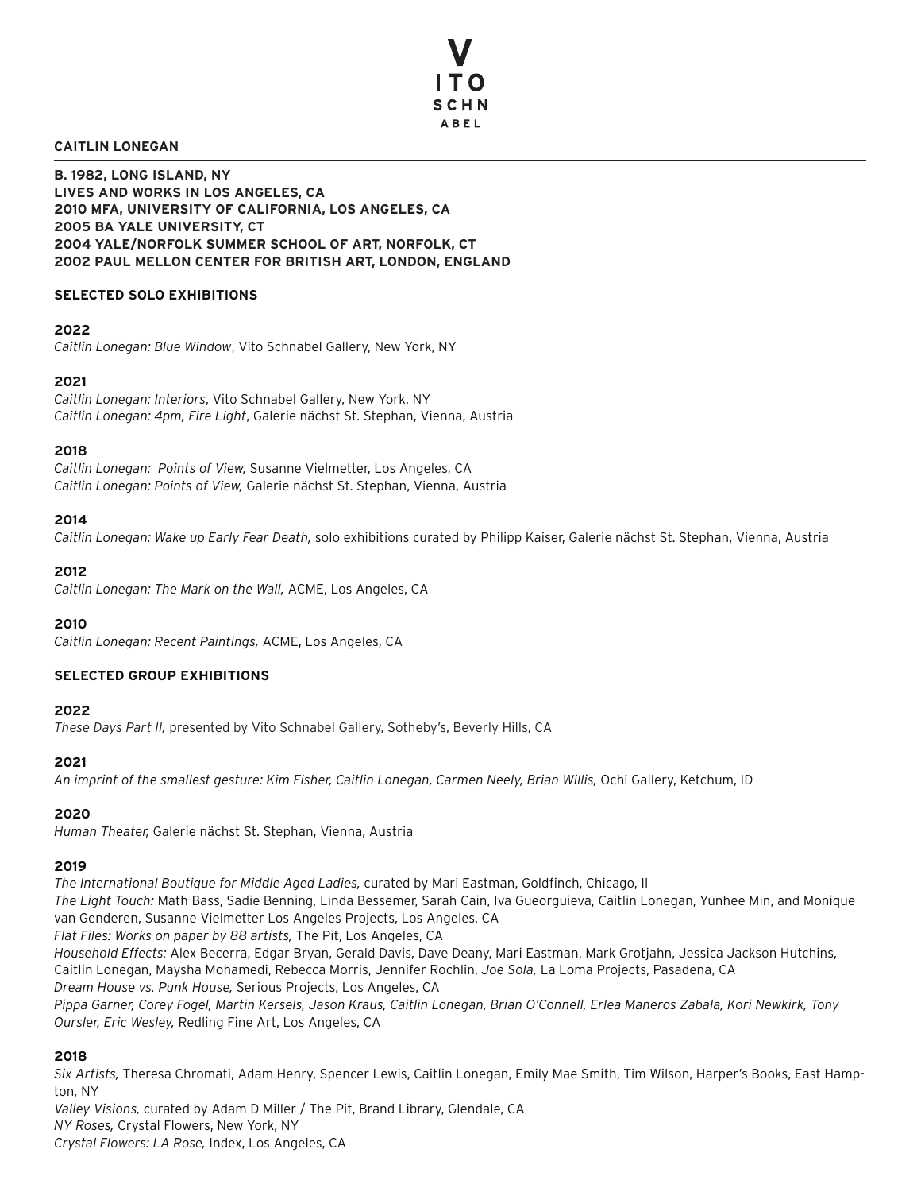**CAITLIN LONEGAN**

**B. 1982, LONG ISLAND, NY**
**LIVES AND WORKS IN LOS ANGELES, CA**
**2010 MFA, UNIVERSITY OF CALIFORNIA, LOS ANGELES, CA**
**2005 BA YALE UNIVERSITY, CT**
**2004 YALE/NORFOLK SUMMER SCHOOL OF ART, NORFOLK, CT**
**2002 PAUL MELLON CENTER FOR BRITISH ART, LONDON, ENGLAND**

## SELECTED SOLO EXHIBITIONS

**2022**
*Caitlin Lonegan: Blue Window*, Vito Schnabel Gallery, New York, NY

**2021**
*Caitlin Lonegan: Interiors*, Vito Schnabel Gallery, New York, NY
*Caitlin Lonegan: 4pm, Fire Light*, Galerie nächst St. Stephan, Vienna, Austria

**2018**
*Caitlin Lonegan: Points of View,* Susanne Vielmetter, Los Angeles, CA
*Caitlin Lonegan: Points of View,* Galerie nächst St. Stephan, Vienna, Austria

**2014**
*Caitlin Lonegan: Wake up Early Fear Death,* solo exhibitions curated by Philipp Kaiser, Galerie nächst St. Stephan, Vienna, Austria

**2012**
*Caitlin Lonegan: The Mark on the Wall,* ACME, Los Angeles, CA

**2010**
*Caitlin Lonegan: Recent Paintings,* ACME, Los Angeles, CA

## SELECTED GROUP EXHIBITIONS

**2022**
*These Days Part II,* presented by Vito Schnabel Gallery, Sotheby's, Beverly Hills, CA

**2021**
*An imprint of the smallest gesture: Kim Fisher, Caitlin Lonegan, Carmen Neely, Brian Willis,* Ochi Gallery, Ketchum, ID

**2020**
*Human Theater,* Galerie nächst St. Stephan, Vienna, Austria

**2019**
*The International Boutique for Middle Aged Ladies,* curated by Mari Eastman, Goldfinch, Chicago, Il
*The Light Touch:* Math Bass, Sadie Benning, Linda Bessemer, Sarah Cain, Iva Gueorguieva, Caitlin Lonegan, Yunhee Min, and Monique van Genderen, Susanne Vielmetter Los Angeles Projects, Los Angeles, CA
*Flat Files: Works on paper by 88 artists,* The Pit, Los Angeles, CA
*Household Effects:* Alex Becerra, Edgar Bryan, Gerald Davis, Dave Deany, Mari Eastman, Mark Grotjahn, Jessica Jackson Hutchins, Caitlin Lonegan, Maysha Mohamedi, Rebecca Morris, Jennifer Rochlin, *Joe Sola,* La Loma Projects, Pasadena, CA
*Dream House vs. Punk House,* Serious Projects, Los Angeles, CA
*Pippa Garner, Corey Fogel, Martin Kersels, Jason Kraus, Caitlin Lonegan, Brian O'Connell, Erlea Maneros Zabala, Kori Newkirk, Tony Oursler, Eric Wesley,* Redling Fine Art, Los Angeles, CA

**2018**
*Six Artists,* Theresa Chromati, Adam Henry, Spencer Lewis, Caitlin Lonegan, Emily Mae Smith, Tim Wilson, Harper's Books, East Hampton, NY
*Valley Visions,* curated by Adam D Miller / The Pit, Brand Library, Glendale, CA
*NY Roses,* Crystal Flowers, New York, NY
*Crystal Flowers: LA Rose,* Index, Los Angeles, CA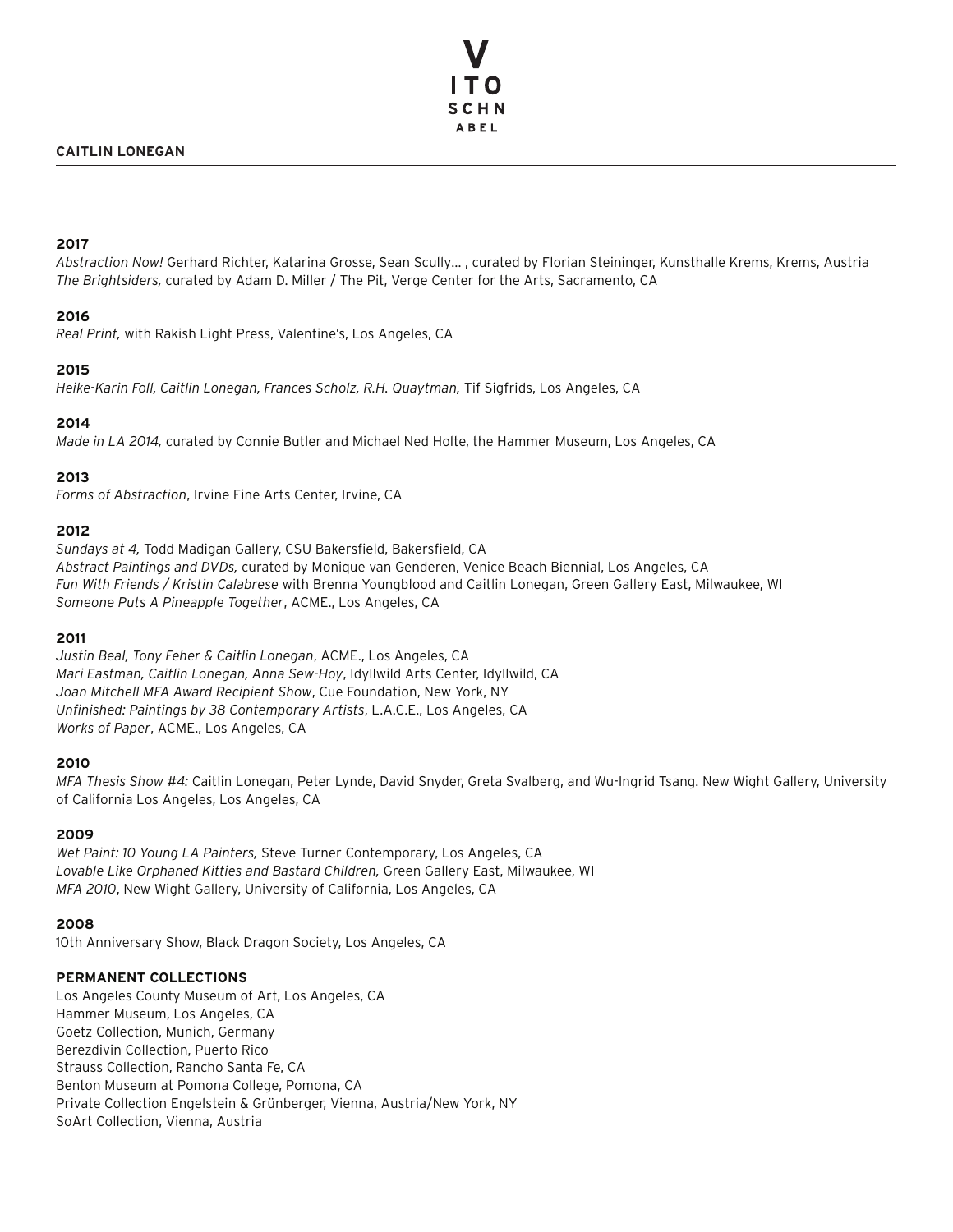### 2017

*Abstraction Now!* Gerhard Richter, Katarina Grosse, Sean Scully... , curated by Florian Steininger, Kunsthalle Krems, Krems, Austria
*The Brightsiders,* curated by Adam D. Miller / The Pit, Verge Center for the Arts, Sacramento, CA

### 2016

*Real Print,* with Rakish Light Press, Valentine's, Los Angeles, CA

### 2015

*Heike-Karin Foll, Caitlin Lonegan, Frances Scholz, R.H. Quaytman,* Tif Sigfrids, Los Angeles, CA

### 2014

*Made in LA 2014,* curated by Connie Butler and Michael Ned Holte, the Hammer Museum, Los Angeles, CA

### 2013

*Forms of Abstraction*, Irvine Fine Arts Center, Irvine, CA

### 2012

*Sundays at 4,* Todd Madigan Gallery, CSU Bakersfield, Bakersfield, CA
*Abstract Paintings and DVDs,* curated by Monique van Genderen, Venice Beach Biennial, Los Angeles, CA
*Fun With Friends / Kristin Calabrese* with Brenna Youngblood and Caitlin Lonegan, Green Gallery East, Milwaukee, WI
*Someone Puts A Pineapple Together*, ACME., Los Angeles, CA

### 2011

*Justin Beal, Tony Feher & Caitlin Lonegan*, ACME., Los Angeles, CA
*Mari Eastman, Caitlin Lonegan, Anna Sew-Hoy*, Idyllwild Arts Center, Idyllwild, CA
*Joan Mitchell MFA Award Recipient Show*, Cue Foundation, New York, NY
*Unfinished: Paintings by 38 Contemporary Artists*, L.A.C.E., Los Angeles, CA
*Works of Paper*, ACME., Los Angeles, CA

### 2010

*MFA Thesis Show #4:* Caitlin Lonegan, Peter Lynde, David Snyder, Greta Svalberg, and Wu-Ingrid Tsang. New Wight Gallery, University of California Los Angeles, Los Angeles, CA

### 2009

*Wet Paint: 10 Young LA Painters,* Steve Turner Contemporary, Los Angeles, CA
*Lovable Like Orphaned Kitties and Bastard Children,* Green Gallery East, Milwaukee, WI
*MFA 2010*, New Wight Gallery, University of California, Los Angeles, CA

### 2008

10th Anniversary Show, Black Dragon Society, Los Angeles, CA

### PERMANENT COLLECTIONS

Los Angeles County Museum of Art, Los Angeles, CA
Hammer Museum, Los Angeles, CA
Goetz Collection, Munich, Germany
Berezdivin Collection, Puerto Rico
Strauss Collection, Rancho Santa Fe, CA
Benton Museum at Pomona College, Pomona, CA
Private Collection Engelstein & Grünberger, Vienna, Austria/New York, NY
SoArt Collection, Vienna, Austria